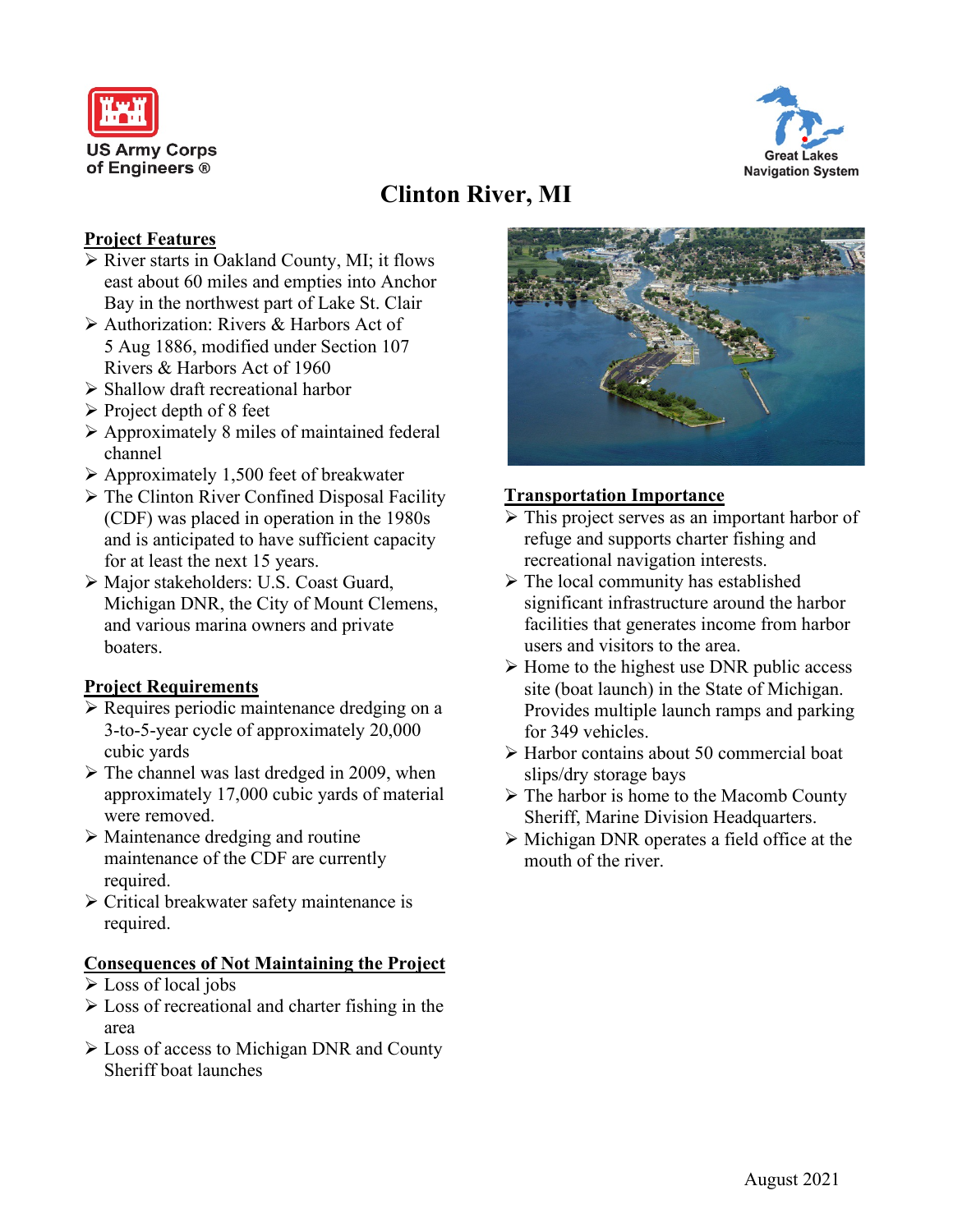US Army Corps of Engineers ®

Great Lakes Navigation System

# Clinton River, MI

## Project Features

- River starts in Oakland County, MI; it flows east about 60 miles and empties into Anchor Bay in the northwest part of Lake St. Clair
- Authorization: Rivers & Harbors Act of 5 Aug 1886, modified under Section 107 Rivers & Harbors Act of 1960
- Shallow draft recreational harbor
- Project depth of 8 feet
- Approximately 8 miles of maintained federal channel
- Approximately 1,500 feet of breakwater
- The Clinton River Confined Disposal Facility (CDF) was placed in operation in the 1980s and is anticipated to have sufficient capacity for at least the next 15 years.
- Major stakeholders: U.S. Coast Guard, Michigan DNR, the City of Mount Clemens, and various marina owners and private boaters.

## Project Requirements

- Requires periodic maintenance dredging on a 3-to-5-year cycle of approximately 20,000 cubic yards
- The channel was last dredged in 2009, when approximately 17,000 cubic yards of material were removed.
- Maintenance dredging and routine maintenance of the CDF are currently required.
- Critical breakwater safety maintenance is required.

## Consequences of Not Maintaining the Project

- Loss of local jobs
- Loss of recreational and charter fishing in the area
- Loss of access to Michigan DNR and County Sheriff boat launches

## Transportation Importance

- This project serves as an important harbor of refuge and supports charter fishing and recreational navigation interests.
- The local community has established significant infrastructure around the harbor facilities that generates income from harbor users and visitors to the area.
- Home to the highest use DNR public access site (boat launch) in the State of Michigan. Provides multiple launch ramps and parking for 349 vehicles.
- Harbor contains about 50 commercial boat slips/dry storage bays
- The harbor is home to the Macomb County Sheriff, Marine Division Headquarters.
- Michigan DNR operates a field office at the mouth of the river.

August 2021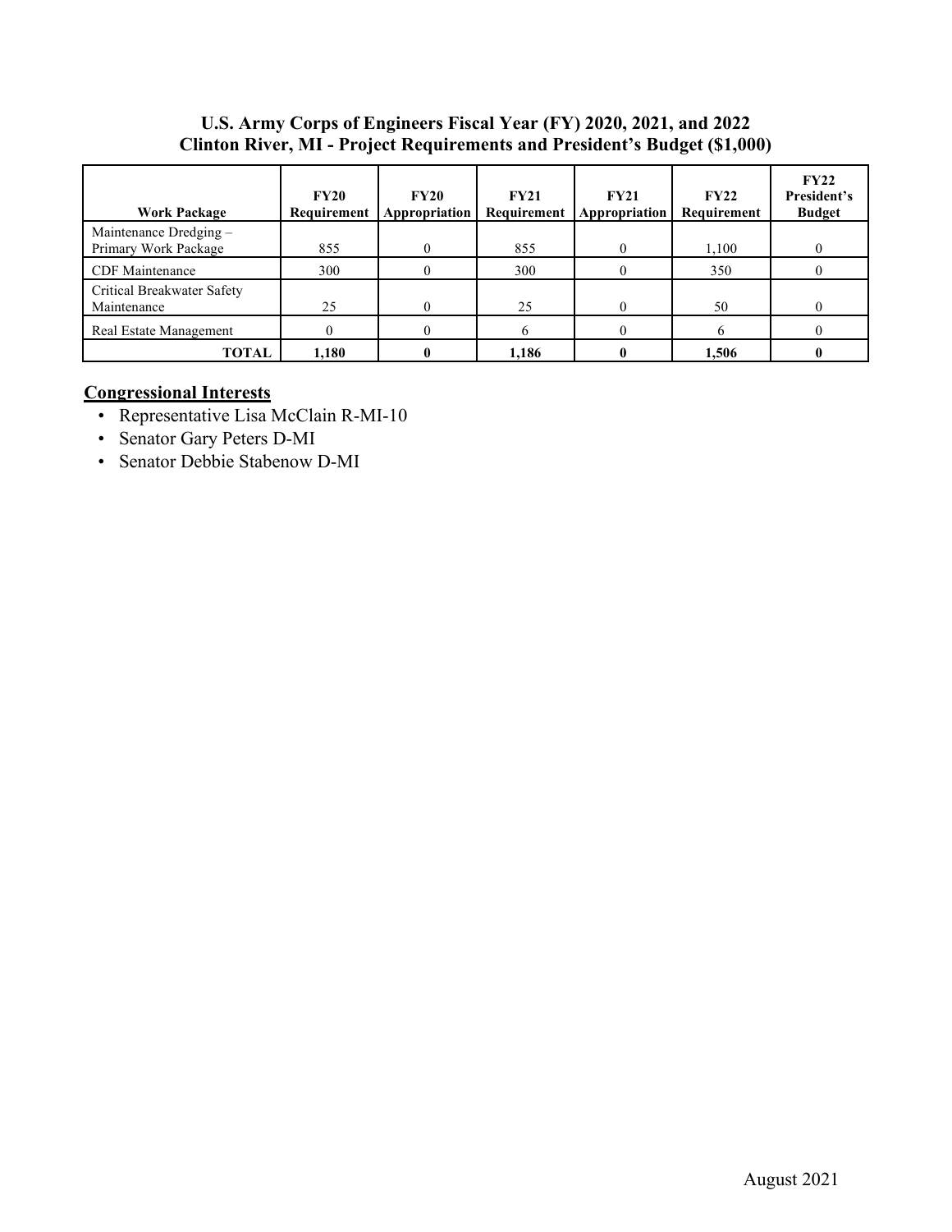**U.S. Army Corps of Engineers Fiscal Year (FY) 2020, 2021, and 2022**
**Clinton River, MI - Project Requirements and President's Budget ($1,000)**

| Work Package | FY20 Requirement | FY20 Appropriation | FY21 Requirement | FY21 Appropriation | FY22 Requirement | FY22 President's Budget |
|---|---|---|---|---|---|---|
| Maintenance Dredging – Primary Work Package | 855 | 0 | 855 | 0 | 1,100 | 0 |
| CDF Maintenance | 300 | 0 | 300 | 0 | 350 | 0 |
| Critical Breakwater Safety Maintenance | 25 | 0 | 25 | 0 | 50 | 0 |
| Real Estate Management | 0 | 0 | 6 | 0 | 6 | 0 |
| **TOTAL** | **1,180** | **0** | **1,186** | **0** | **1,506** | **0** |

## Congressional Interests

- Representative Lisa McClain R-MI-10
- Senator Gary Peters D-MI
- Senator Debbie Stabenow D-MI

August 2021